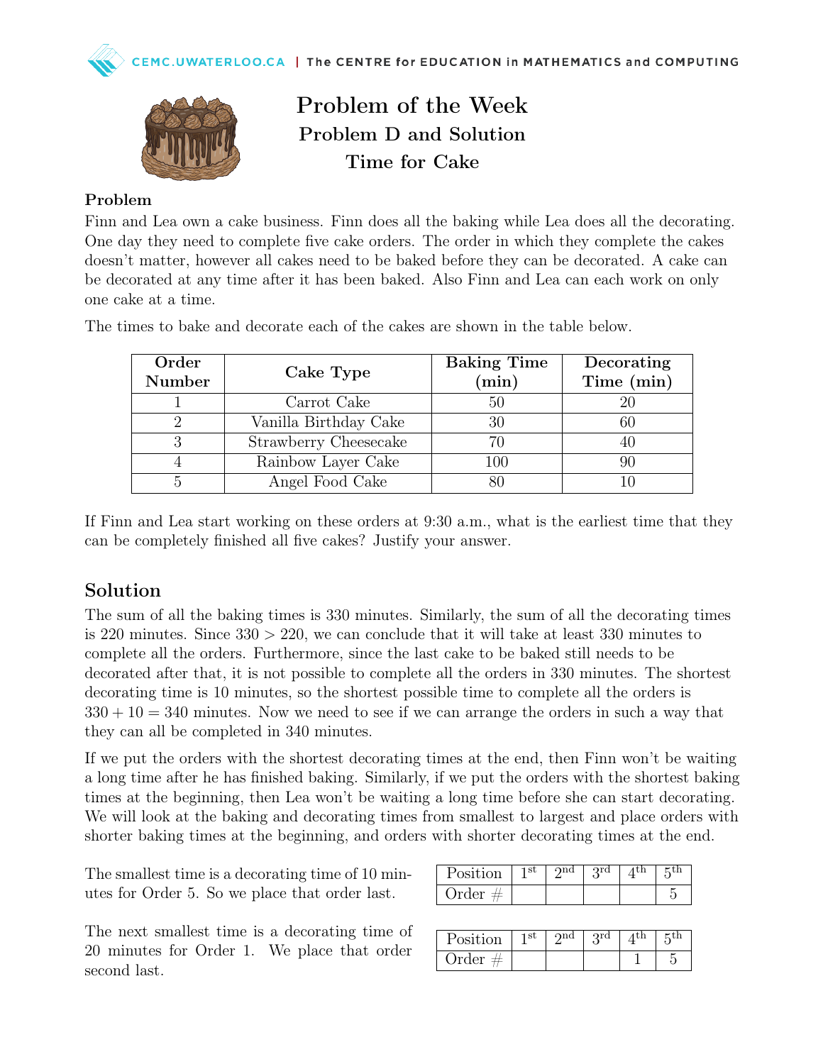# Problem of the Week
## Problem D and Solution
## Time for Cake

### Problem

Finn and Lea own a cake business. Finn does all the baking while Lea does all the decorating. One day they need to complete five cake orders. The order in which they complete the cakes doesn't matter, however all cakes need to be baked before they can be decorated. A cake can be decorated at any time after it has been baked. Also Finn and Lea can each work on only one cake at a time.

The times to bake and decorate each of the cakes are shown in the table below.

| Order Number | Cake Type | Baking Time (min) | Decorating Time (min) |
|---|---|---|---|
| 1 | Carrot Cake | 50 | 20 |
| 2 | Vanilla Birthday Cake | 30 | 60 |
| 3 | Strawberry Cheesecake | 70 | 40 |
| 4 | Rainbow Layer Cake | 100 | 90 |
| 5 | Angel Food Cake | 80 | 10 |

If Finn and Lea start working on these orders at 9:30 a.m., what is the earliest time that they can be completely finished all five cakes? Justify your answer.

## Solution

The sum of all the baking times is 330 minutes. Similarly, the sum of all the decorating times is 220 minutes. Since $330 > 220$, we can conclude that it will take at least 330 minutes to complete all the orders. Furthermore, since the last cake to be baked still needs to be decorated after that, it is not possible to complete all the orders in 330 minutes. The shortest decorating time is 10 minutes, so the shortest possible time to complete all the orders is $330 + 10 = 340$ minutes. Now we need to see if we can arrange the orders in such a way that they can all be completed in 340 minutes.

If we put the orders with the shortest decorating times at the end, then Finn won't be waiting a long time after he has finished baking. Similarly, if we put the orders with the shortest baking times at the beginning, then Lea won't be waiting a long time before she can start decorating. We will look at the baking and decorating times from smallest to largest and place orders with shorter baking times at the beginning, and orders with shorter decorating times at the end.

The smallest time is a decorating time of 10 minutes for Order 5. So we place that order last.

| Position | 1st | 2nd | 3rd | 4th | 5th |
|---|---|---|---|---|---|
| Order # | | | | | 5 |

The next smallest time is a decorating time of 20 minutes for Order 1. We place that order second last.

| Position | 1st | 2nd | 3rd | 4th | 5th |
|---|---|---|---|---|---|
| Order # | | | | 1 | 5 |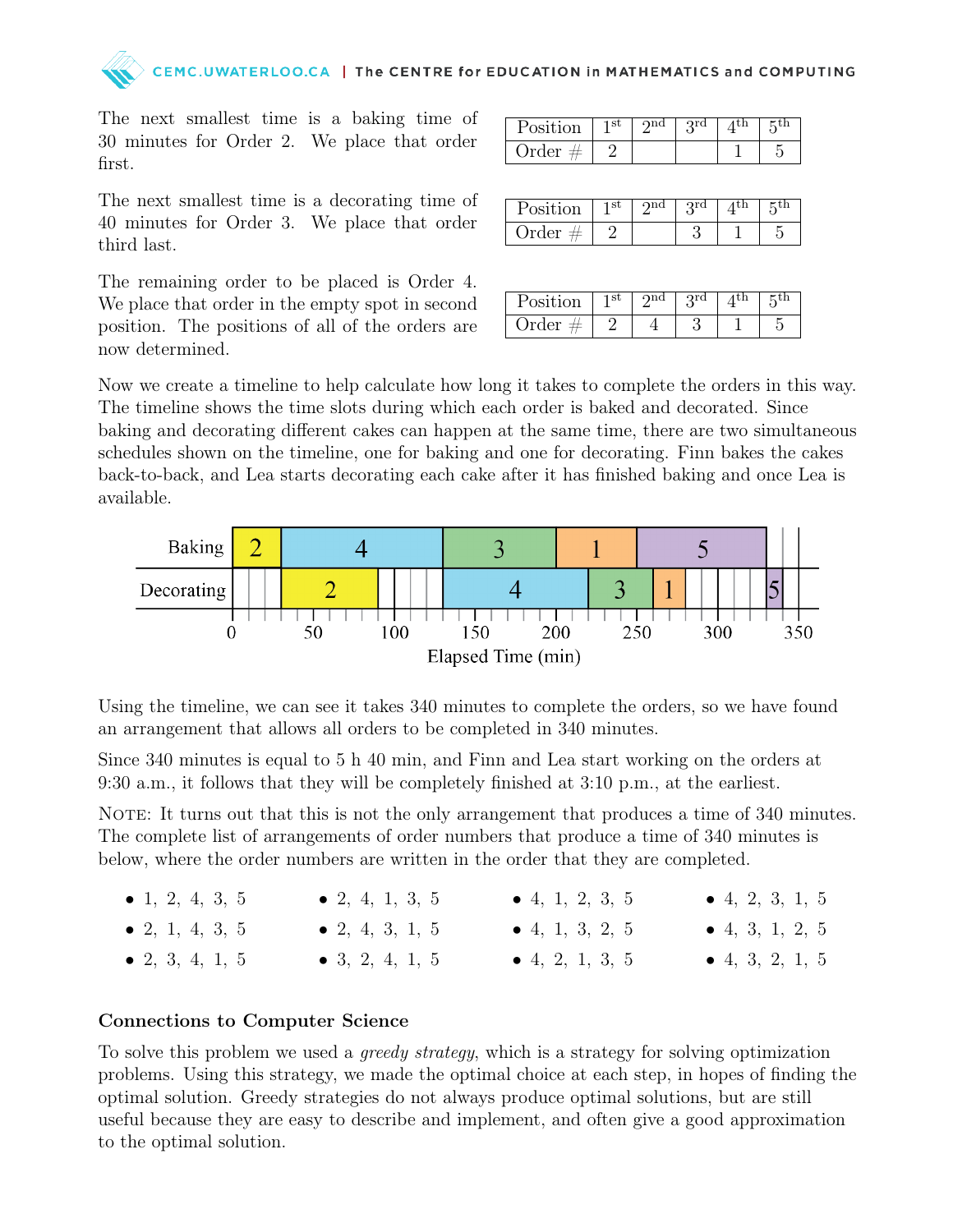The next smallest time is a baking time of 30 minutes for Order 2. We place that order first.

| Position | 1st | 2nd | 3rd | 4th | 5th |
|---|---|---|---|---|---|
| Order # | 2 | | | 1 | 5 |

The next smallest time is a decorating time of 40 minutes for Order 3. We place that order third last.

| Position | 1st | 2nd | 3rd | 4th | 5th |
|---|---|---|---|---|---|
| Order # | 2 | | 3 | 1 | 5 |

The remaining order to be placed is Order 4. We place that order in the empty spot in second position. The positions of all of the orders are now determined.

| Position | 1st | 2nd | 3rd | 4th | 5th |
|---|---|---|---|---|---|
| Order # | 2 | 4 | 3 | 1 | 5 |

Now we create a timeline to help calculate how long it takes to complete the orders in this way. The timeline shows the time slots during which each order is baked and decorated. Since baking and decorating different cakes can happen at the same time, there are two simultaneous schedules shown on the timeline, one for baking and one for decorating. Finn bakes the cakes back-to-back, and Lea starts decorating each cake after it has finished baking and once Lea is available.

Baking: 2, 4, 3, 1, 5
Decorating: 2, 4, 3, 1, 5
0 50 100 150 200 250 300 350
Elapsed Time (min)

Using the timeline, we can see it takes 340 minutes to complete the orders, so we have found an arrangement that allows all orders to be completed in 340 minutes.

Since 340 minutes is equal to 5 h 40 min, and Finn and Lea start working on the orders at 9:30 a.m., it follows that they will be completely finished at 3:10 p.m., at the earliest.

Note: It turns out that this is not the only arrangement that produces a time of 340 minutes. The complete list of arrangements of order numbers that produce a time of 340 minutes is below, where the order numbers are written in the order that they are completed.

- 1, 2, 4, 3, 5
- 2, 1, 4, 3, 5
- 2, 3, 4, 1, 5
- 2, 4, 1, 3, 5
- 2, 4, 3, 1, 5
- 3, 2, 4, 1, 5
- 4, 1, 2, 3, 5
- 4, 1, 3, 2, 5
- 4, 2, 1, 3, 5
- 4, 2, 3, 1, 5
- 4, 3, 1, 2, 5
- 4, 3, 2, 1, 5

**Connections to Computer Science**

To solve this problem we used a *greedy strategy*, which is a strategy for solving optimization problems. Using this strategy, we made the optimal choice at each step, in hopes of finding the optimal solution. Greedy strategies do not always produce optimal solutions, but are still useful because they are easy to describe and implement, and often give a good approximation to the optimal solution.